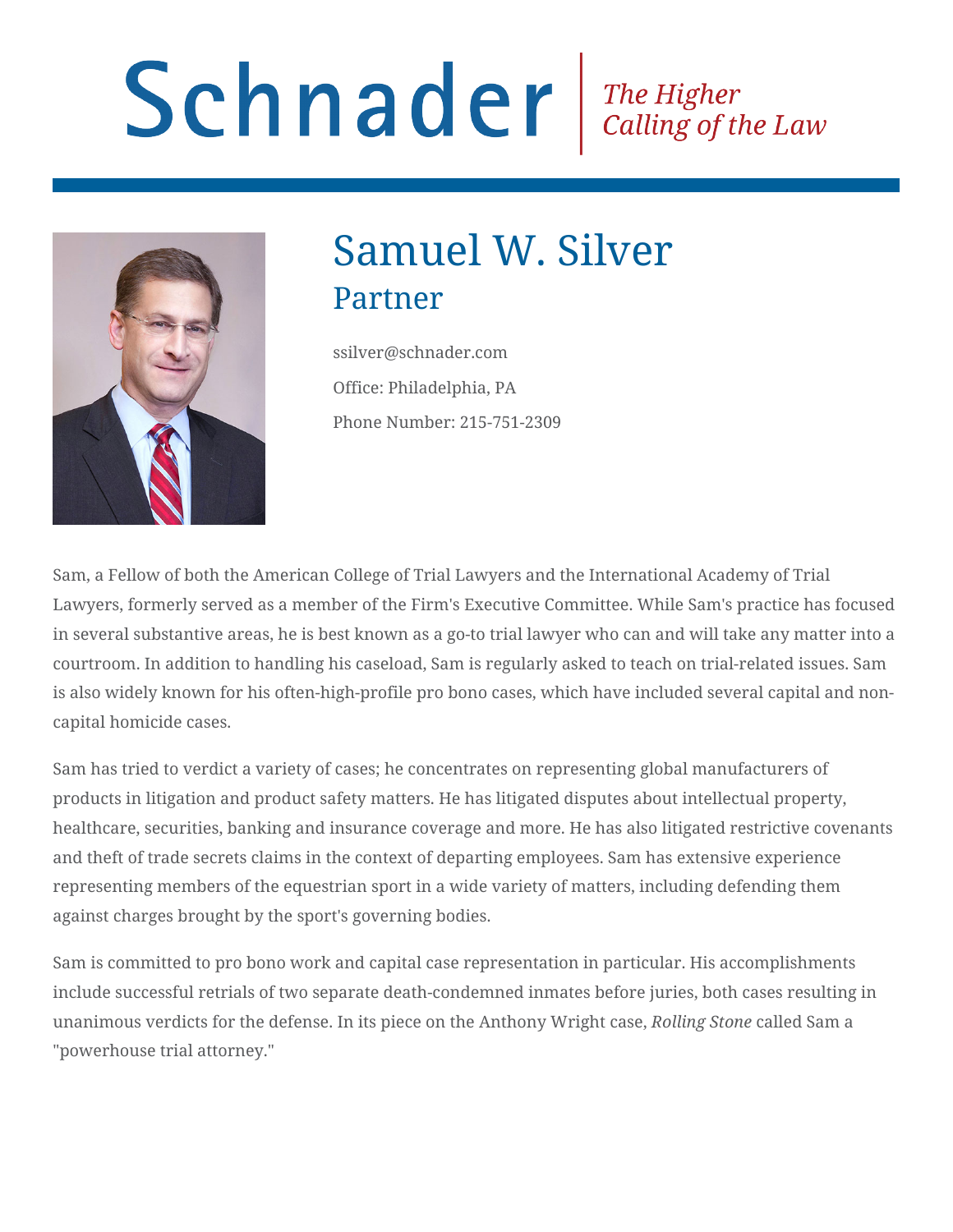# Schnader

*The Higher Calling of the Law*

## Samuel W. Silver

### Partner

ssilver@schnader.com

Office: Philadelphia, PA

Phone Number: 215-751-2309

Sam, a Fellow of both the American College of Trial Lawyers and the International Academy of Trial Lawyers, formerly served as a member of the Firm's Executive Committee. While Sam's practice has focused in several substantive areas, he is best known as a go-to trial lawyer who can and will take any matter into a courtroom. In addition to handling his caseload, Sam is regularly asked to teach on trial-related issues. Sam is also widely known for his often-high-profile pro bono cases, which have included several capital and non-capital homicide cases.

Sam has tried to verdict a variety of cases; he concentrates on representing global manufacturers of products in litigation and product safety matters. He has litigated disputes about intellectual property, healthcare, securities, banking and insurance coverage and more. He has also litigated restrictive covenants and theft of trade secrets claims in the context of departing employees. Sam has extensive experience representing members of the equestrian sport in a wide variety of matters, including defending them against charges brought by the sport's governing bodies.

Sam is committed to pro bono work and capital case representation in particular. His accomplishments include successful retrials of two separate death-condemned inmates before juries, both cases resulting in unanimous verdicts for the defense. In its piece on the Anthony Wright case, *Rolling Stone* called Sam a "powerhouse trial attorney."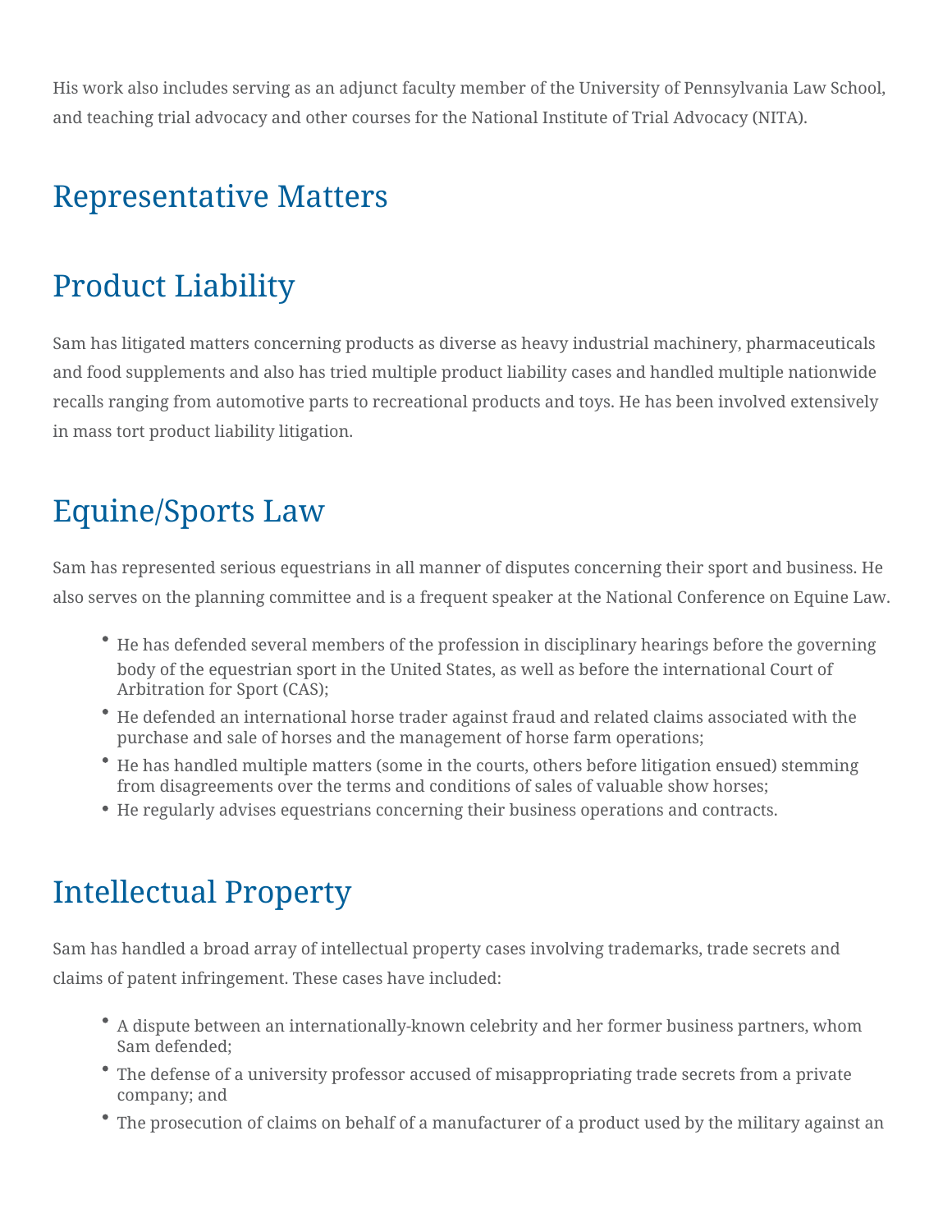His work also includes serving as an adjunct faculty member of the University of Pennsylvania Law School, and teaching trial advocacy and other courses for the National Institute of Trial Advocacy (NITA).

## Representative Matters

## Product Liability

Sam has litigated matters concerning products as diverse as heavy industrial machinery, pharmaceuticals and food supplements and also has tried multiple product liability cases and handled multiple nationwide recalls ranging from automotive parts to recreational products and toys. He has been involved extensively in mass tort product liability litigation.

## Equine/Sports Law

Sam has represented serious equestrians in all manner of disputes concerning their sport and business. He also serves on the planning committee and is a frequent speaker at the National Conference on Equine Law.

- He has defended several members of the profession in disciplinary hearings before the governing body of the equestrian sport in the United States, as well as before the international Court of Arbitration for Sport (CAS);
- He defended an international horse trader against fraud and related claims associated with the purchase and sale of horses and the management of horse farm operations;
- He has handled multiple matters (some in the courts, others before litigation ensued) stemming from disagreements over the terms and conditions of sales of valuable show horses;
- He regularly advises equestrians concerning their business operations and contracts.

## Intellectual Property

Sam has handled a broad array of intellectual property cases involving trademarks, trade secrets and claims of patent infringement. These cases have included:

- A dispute between an internationally-known celebrity and her former business partners, whom Sam defended;
- The defense of a university professor accused of misappropriating trade secrets from a private company; and
- The prosecution of claims on behalf of a manufacturer of a product used by the military against an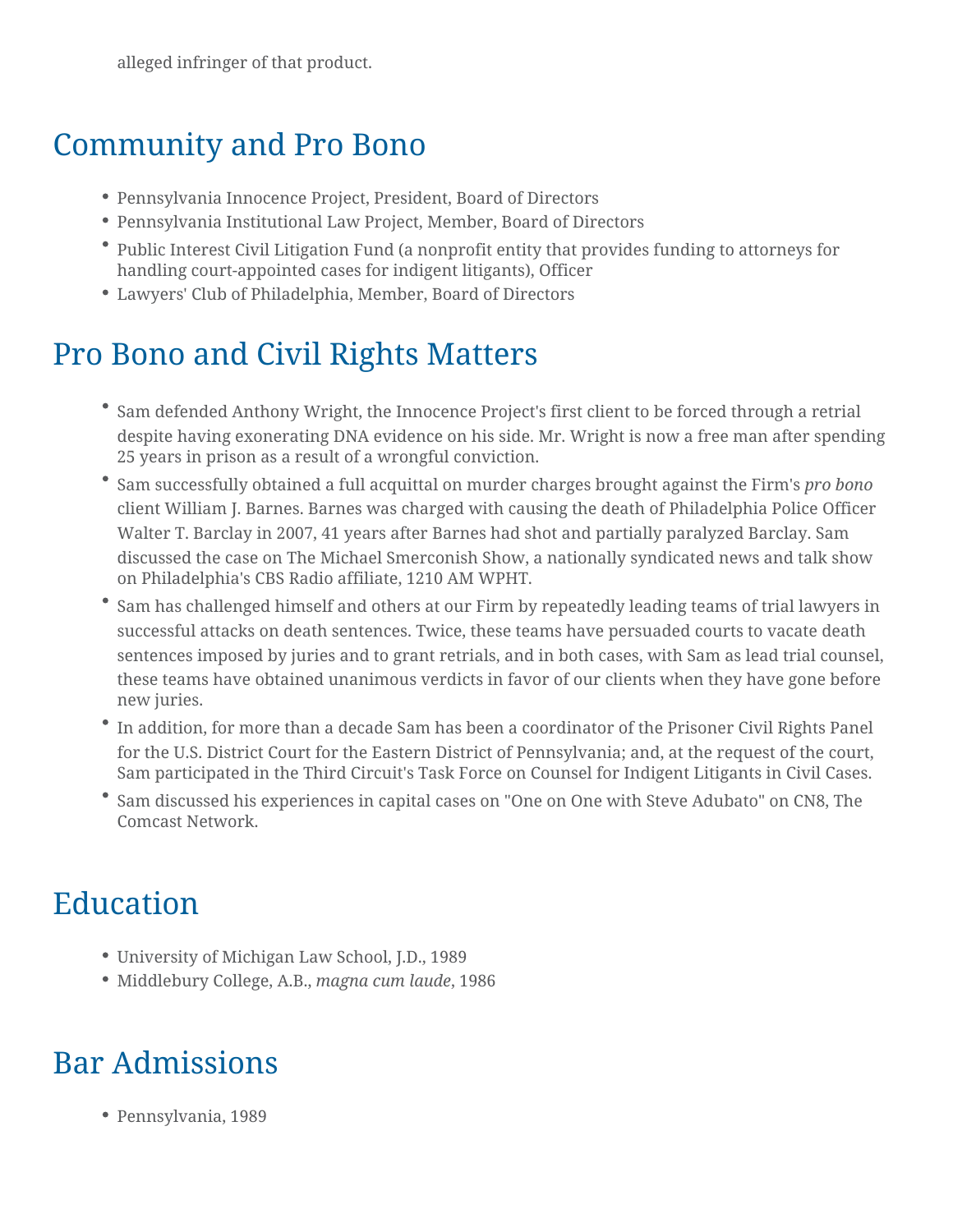alleged infringer of that product.

## Community and Pro Bono

- Pennsylvania Innocence Project, President, Board of Directors
- Pennsylvania Institutional Law Project, Member, Board of Directors
- Public Interest Civil Litigation Fund (a nonprofit entity that provides funding to attorneys for handling court-appointed cases for indigent litigants), Officer
- Lawyers' Club of Philadelphia, Member, Board of Directors

## Pro Bono and Civil Rights Matters

- Sam defended Anthony Wright, the Innocence Project's first client to be forced through a retrial despite having exonerating DNA evidence on his side. Mr. Wright is now a free man after spending 25 years in prison as a result of a wrongful conviction.
- Sam successfully obtained a full acquittal on murder charges brought against the Firm's *pro bono* client William J. Barnes. Barnes was charged with causing the death of Philadelphia Police Officer Walter T. Barclay in 2007, 41 years after Barnes had shot and partially paralyzed Barclay. Sam discussed the case on The Michael Smerconish Show, a nationally syndicated news and talk show on Philadelphia's CBS Radio affiliate, 1210 AM WPHT.
- Sam has challenged himself and others at our Firm by repeatedly leading teams of trial lawyers in successful attacks on death sentences. Twice, these teams have persuaded courts to vacate death sentences imposed by juries and to grant retrials, and in both cases, with Sam as lead trial counsel, these teams have obtained unanimous verdicts in favor of our clients when they have gone before new juries.
- In addition, for more than a decade Sam has been a coordinator of the Prisoner Civil Rights Panel for the U.S. District Court for the Eastern District of Pennsylvania; and, at the request of the court, Sam participated in the Third Circuit's Task Force on Counsel for Indigent Litigants in Civil Cases.
- Sam discussed his experiences in capital cases on "One on One with Steve Adubato" on CN8, The Comcast Network.

## Education

- University of Michigan Law School, J.D., 1989
- Middlebury College, A.B., *magna cum laude*, 1986

## Bar Admissions

- Pennsylvania, 1989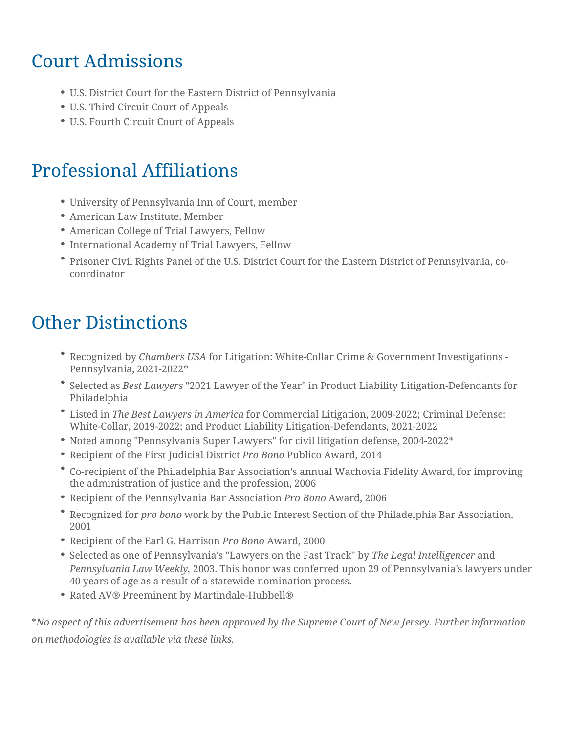## Court Admissions

- U.S. District Court for the Eastern District of Pennsylvania
- U.S. Third Circuit Court of Appeals
- U.S. Fourth Circuit Court of Appeals

## Professional Affiliations

- University of Pennsylvania Inn of Court, member
- American Law Institute, Member
- American College of Trial Lawyers, Fellow
- International Academy of Trial Lawyers, Fellow
- Prisoner Civil Rights Panel of the U.S. District Court for the Eastern District of Pennsylvania, co-coordinator

## Other Distinctions

- Recognized by *Chambers USA* for Litigation: White-Collar Crime & Government Investigations - Pennsylvania, 2021-2022*
- Selected as *Best Lawyers* "2021 Lawyer of the Year" in Product Liability Litigation-Defendants for Philadelphia
- Listed in *The Best Lawyers in America* for Commercial Litigation, 2009-2022; Criminal Defense: White-Collar, 2019-2022; and Product Liability Litigation-Defendants, 2021-2022
- Noted among "Pennsylvania Super Lawyers" for civil litigation defense, 2004-2022*
- Recipient of the First Judicial District *Pro Bono* Publico Award, 2014
- Co-recipient of the Philadelphia Bar Association's annual Wachovia Fidelity Award, for improving the administration of justice and the profession, 2006
- Recipient of the Pennsylvania Bar Association *Pro Bono* Award, 2006
- Recognized for *pro bono* work by the Public Interest Section of the Philadelphia Bar Association, 2001
- Recipient of the Earl G. Harrison *Pro Bono* Award, 2000
- Selected as one of Pennsylvania's "Lawyers on the Fast Track" by *The Legal Intelligencer* and *Pennsylvania Law Weekly*, 2003. This honor was conferred upon 29 of Pennsylvania's lawyers under 40 years of age as a result of a statewide nomination process.
- Rated AV® Preeminent by Martindale-Hubbell®

**No aspect of this advertisement has been approved by the Supreme Court of New Jersey. Further information on methodologies is available via these links.*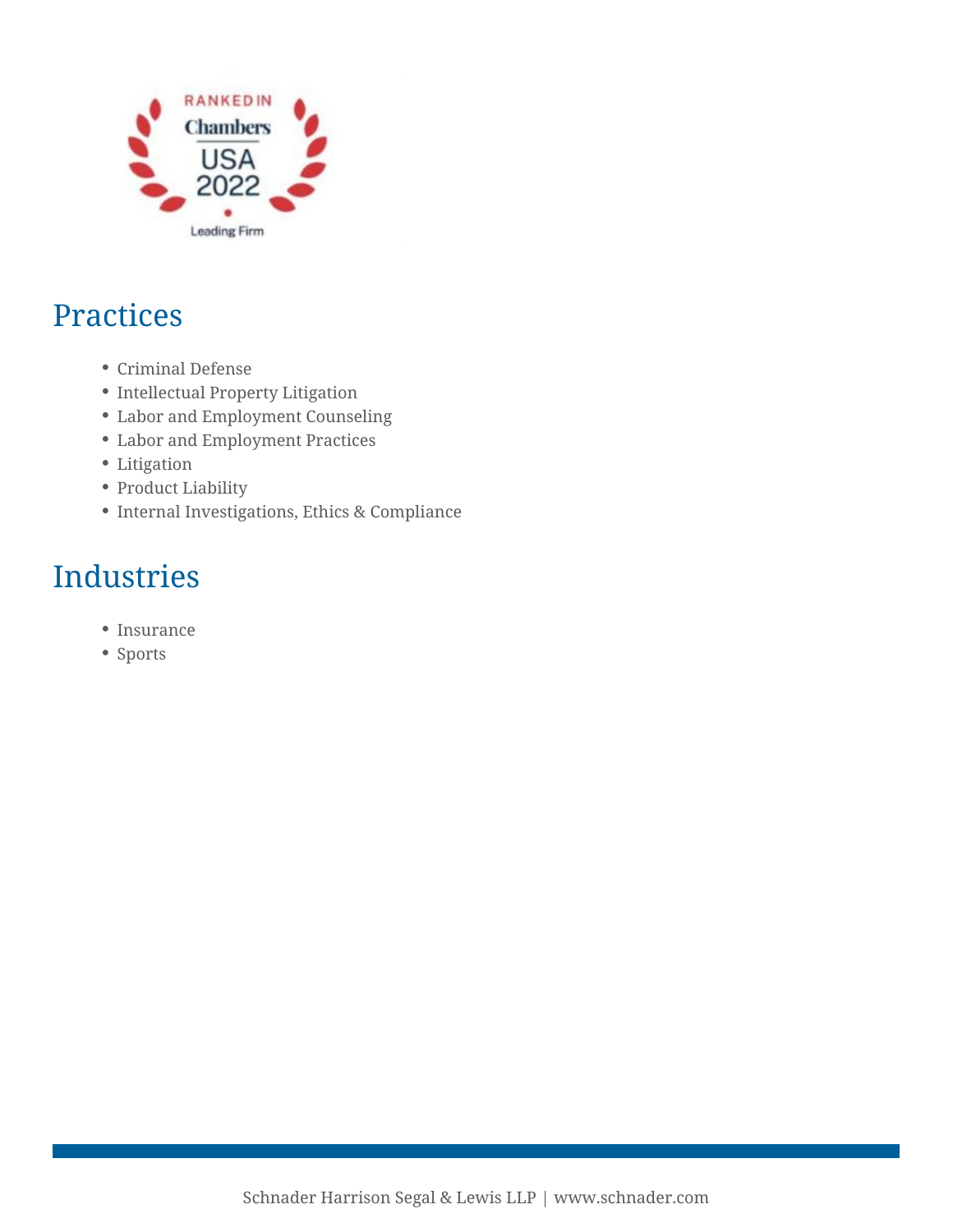## Practices

- Criminal Defense
- Intellectual Property Litigation
- Labor and Employment Counseling
- Labor and Employment Practices
- Litigation
- Product Liability
- Internal Investigations, Ethics & Compliance

## Industries

- Insurance
- Sports